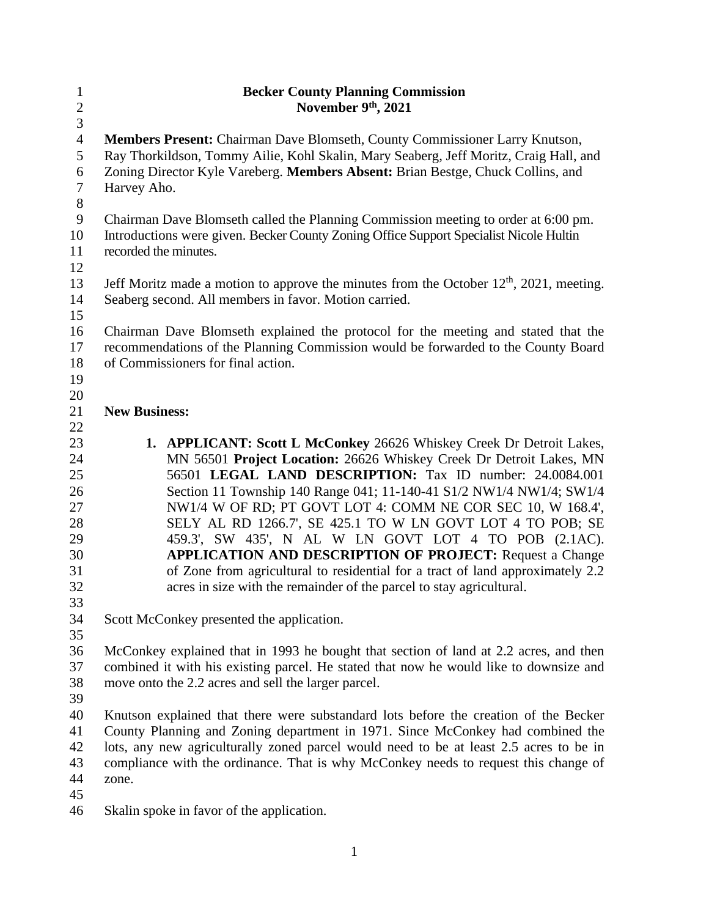# Becker County Planning Commission

## November 9th, 2021

**Members Present:** Chairman Dave Blomseth, County Commissioner Larry Knutson, Ray Thorkildson, Tommy Ailie, Kohl Skalin, Mary Seaberg, Jeff Moritz, Craig Hall, and Zoning Director Kyle Vareberg. **Members Absent:** Brian Bestge, Chuck Collins, and Harvey Aho.

Chairman Dave Blomseth called the Planning Commission meeting to order at 6:00 pm. Introductions were given. Becker County Zoning Office Support Specialist Nicole Hultin recorded the minutes.

Jeff Moritz made a motion to approve the minutes from the October 12th, 2021, meeting. Seaberg second. All members in favor. Motion carried.

Chairman Dave Blomseth explained the protocol for the meeting and stated that the recommendations of the Planning Commission would be forwarded to the County Board of Commissioners for final action.

**New Business:**

1. **APPLICANT: Scott L McConkey** 26626 Whiskey Creek Dr Detroit Lakes, MN 56501 **Project Location:** 26626 Whiskey Creek Dr Detroit Lakes, MN 56501 **LEGAL LAND DESCRIPTION:** Tax ID number: 24.0084.001 Section 11 Township 140 Range 041; 11-140-41 S1/2 NW1/4 NW1/4; SW1/4 NW1/4 W OF RD; PT GOVT LOT 4: COMM NE COR SEC 10, W 168.4', SELY AL RD 1266.7', SE 425.1 TO W LN GOVT LOT 4 TO POB; SE 459.3', SW 435', N AL W LN GOVT LOT 4 TO POB (2.1AC). **APPLICATION AND DESCRIPTION OF PROJECT:** Request a Change of Zone from agricultural to residential for a tract of land approximately 2.2 acres in size with the remainder of the parcel to stay agricultural.

Scott McConkey presented the application.

McConkey explained that in 1993 he bought that section of land at 2.2 acres, and then combined it with his existing parcel. He stated that now he would like to downsize and move onto the 2.2 acres and sell the larger parcel.

Knutson explained that there were substandard lots before the creation of the Becker County Planning and Zoning department in 1971. Since McConkey had combined the lots, any new agriculturally zoned parcel would need to be at least 2.5 acres to be in compliance with the ordinance. That is why McConkey needs to request this change of zone.

Skalin spoke in favor of the application.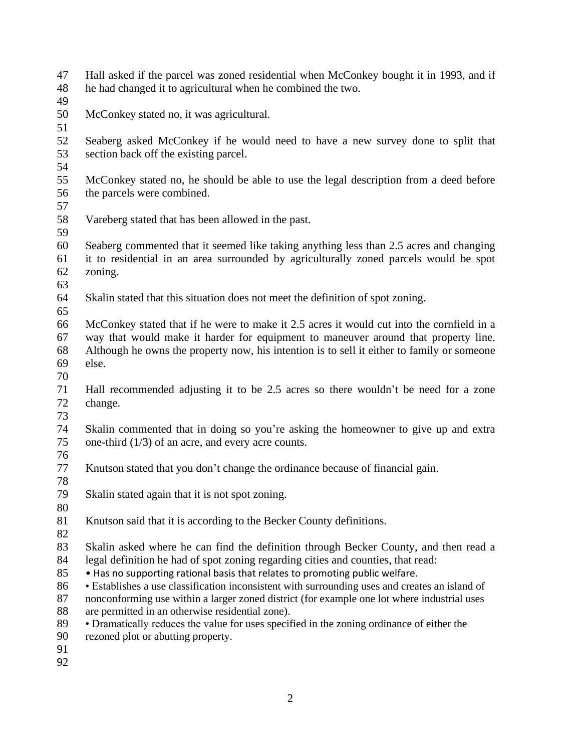Hall asked if the parcel was zoned residential when McConkey bought it in 1993, and if he had changed it to agricultural when he combined the two.

McConkey stated no, it was agricultural.

Seaberg asked McConkey if he would need to have a new survey done to split that section back off the existing parcel.

McConkey stated no, he should be able to use the legal description from a deed before the parcels were combined.

Vareberg stated that has been allowed in the past.

Seaberg commented that it seemed like taking anything less than 2.5 acres and changing it to residential in an area surrounded by agriculturally zoned parcels would be spot zoning.

Skalin stated that this situation does not meet the definition of spot zoning.

McConkey stated that if he were to make it 2.5 acres it would cut into the cornfield in a way that would make it harder for equipment to maneuver around that property line. Although he owns the property now, his intention is to sell it either to family or someone else.

Hall recommended adjusting it to be 2.5 acres so there wouldn't be need for a zone change.

Skalin commented that in doing so you're asking the homeowner to give up and extra one-third (1/3) of an acre, and every acre counts.

Knutson stated that you don't change the ordinance because of financial gain.

Skalin stated again that it is not spot zoning.

Knutson said that it is according to the Becker County definitions.

Skalin asked where he can find the definition through Becker County, and then read a legal definition he had of spot zoning regarding cities and counties, that read:

- Has no supporting rational basis that relates to promoting public welfare.
- Establishes a use classification inconsistent with surrounding uses and creates an island of nonconforming use within a larger zoned district (for example one lot where industrial uses are permitted in an otherwise residential zone).
- Dramatically reduces the value for uses specified in the zoning ordinance of either the rezoned plot or abutting property.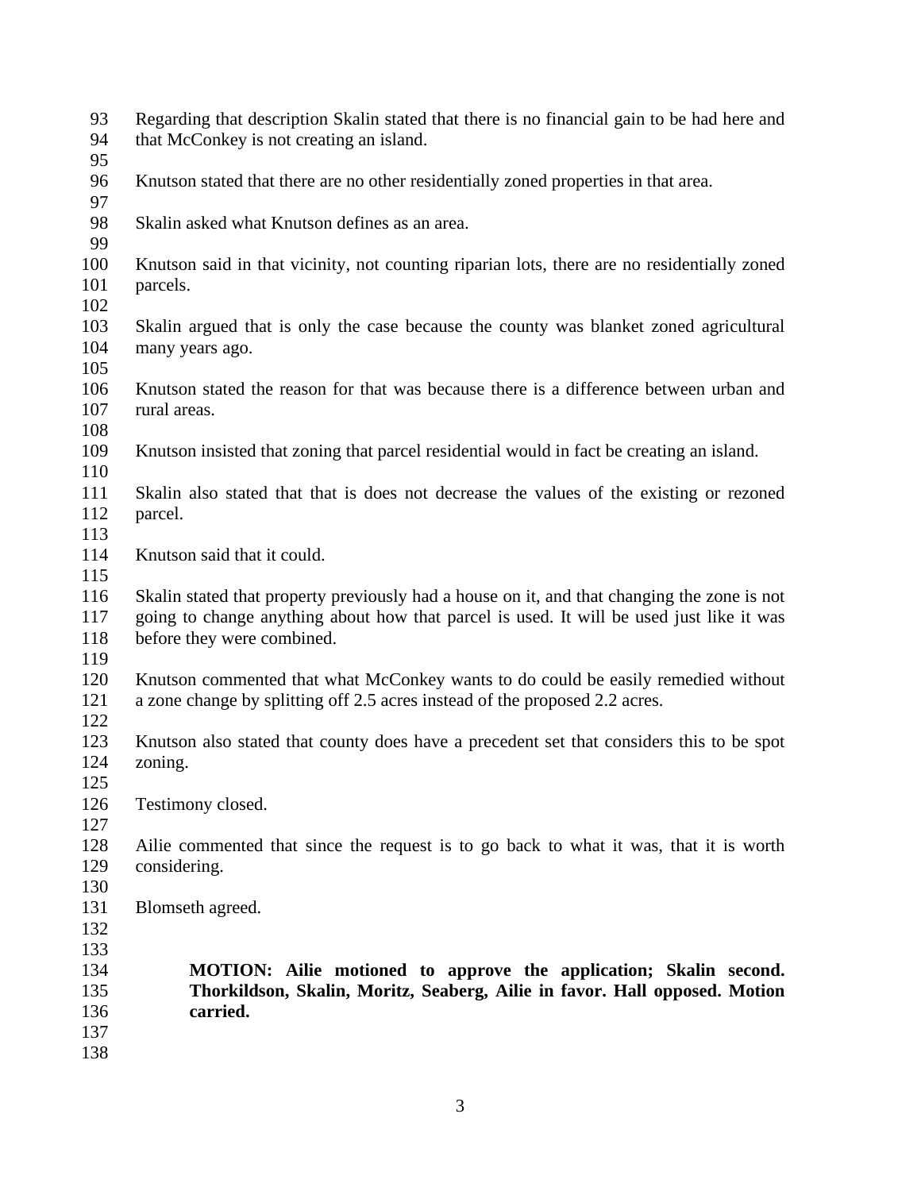Regarding that description Skalin stated that there is no financial gain to be had here and that McConkey is not creating an island.

Knutson stated that there are no other residentially zoned properties in that area.

Skalin asked what Knutson defines as an area.

Knutson said in that vicinity, not counting riparian lots, there are no residentially zoned parcels.

Skalin argued that is only the case because the county was blanket zoned agricultural many years ago.

Knutson stated the reason for that was because there is a difference between urban and rural areas.

Knutson insisted that zoning that parcel residential would in fact be creating an island.

Skalin also stated that that is does not decrease the values of the existing or rezoned parcel.

Knutson said that it could.

Skalin stated that property previously had a house on it, and that changing the zone is not going to change anything about how that parcel is used. It will be used just like it was before they were combined.

Knutson commented that what McConkey wants to do could be easily remedied without a zone change by splitting off 2.5 acres instead of the proposed 2.2 acres.

Knutson also stated that county does have a precedent set that considers this to be spot zoning.

Testimony closed.

Ailie commented that since the request is to go back to what it was, that it is worth considering.

Blomseth agreed.

**MOTION: Ailie motioned to approve the application; Skalin second. Thorkildson, Skalin, Moritz, Seaberg, Ailie in favor. Hall opposed. Motion carried.**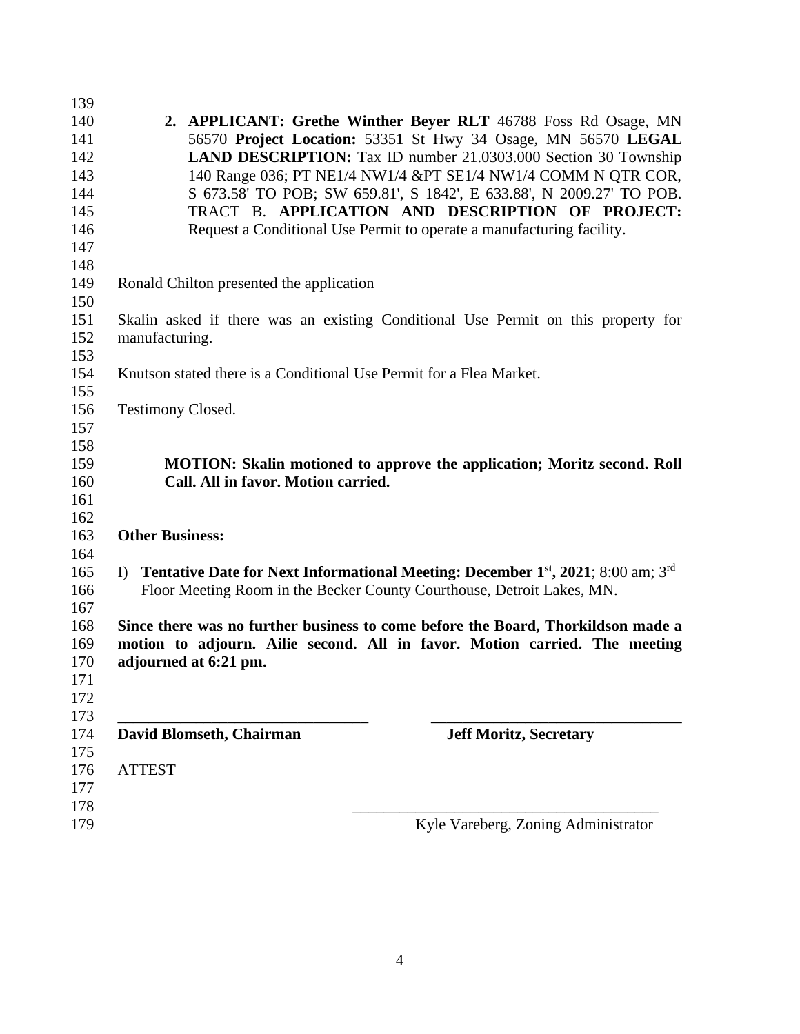2. **APPLICANT: Grethe Winther Beyer RLT** 46788 Foss Rd Osage, MN 56570 **Project Location:** 53351 St Hwy 34 Osage, MN 56570 **LEGAL LAND DESCRIPTION:** Tax ID number 21.0303.000 Section 30 Township 140 Range 036; PT NE1/4 NW1/4 &PT SE1/4 NW1/4 COMM N QTR COR, S 673.58' TO POB; SW 659.81', S 1842', E 633.88', N 2009.27' TO POB. TRACT B. **APPLICATION AND DESCRIPTION OF PROJECT:** Request a Conditional Use Permit to operate a manufacturing facility.

Ronald Chilton presented the application

Skalin asked if there was an existing Conditional Use Permit on this property for manufacturing.

Knutson stated there is a Conditional Use Permit for a Flea Market.

Testimony Closed.

**MOTION: Skalin motioned to approve the application; Moritz second. Roll Call. All in favor. Motion carried.**

**Other Business:**

I) **Tentative Date for Next Informational Meeting: December 1st, 2021**; 8:00 am; 3rd Floor Meeting Room in the Becker County Courthouse, Detroit Lakes, MN.

**Since there was no further business to come before the Board, Thorkildson made a motion to adjourn. Ailie second. All in favor. Motion carried. The meeting adjourned at 6:21 pm.**

\_\_\_\_\_\_\_\_\_\_\_\_\_\_\_\_\_\_\_\_\_\_\_\_\_\_\_\_\_\_ \_\_\_\_\_\_\_\_\_\_\_\_\_\_\_\_\_\_\_\_\_\_\_\_\_\_\_\_\_\_

**David Blomseth, Chairman** **Jeff Moritz, Secretary**

ATTEST

\_\_\_\_\_\_\_\_\_\_\_\_\_\_\_\_\_\_\_\_\_\_\_\_\_\_\_\_\_\_\_\_\_\_\_\_

Kyle Vareberg, Zoning Administrator